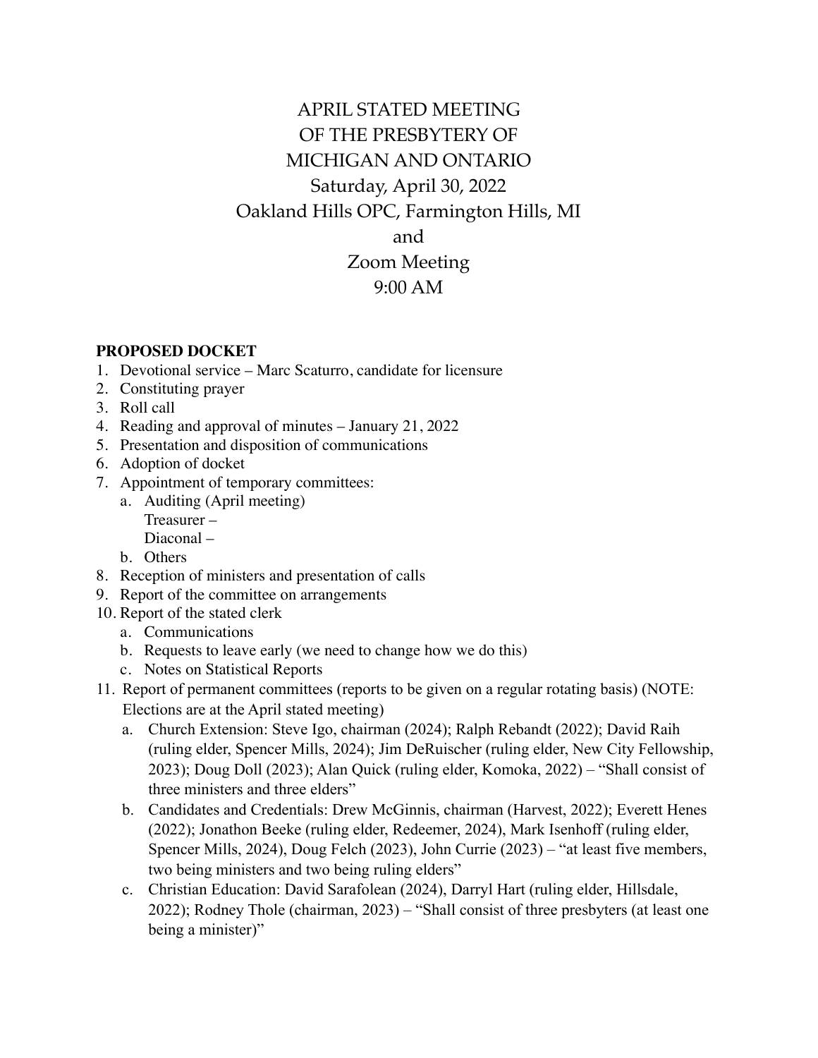# APRIL STATED MEETING
# OF THE PRESBYTERY OF
# MICHIGAN AND ONTARIO

Saturday, April 30, 2022

Oakland Hills OPC, Farmington Hills, MI

and

Zoom Meeting

9:00 AM

**PROPOSED DOCKET**

1. Devotional service – Marc Scaturro, candidate for licensure
2. Constituting prayer
3. Roll call
4. Reading and approval of minutes – January 21, 2022
5. Presentation and disposition of communications
6. Adoption of docket
7. Appointment of temporary committees:
   a. Auditing (April meeting)
      Treasurer –
      Diaconal –
   b. Others
8. Reception of ministers and presentation of calls
9. Report of the committee on arrangements
10. Report of the stated clerk
    a. Communications
    b. Requests to leave early (we need to change how we do this)
    c. Notes on Statistical Reports
11. Report of permanent committees (reports to be given on a regular rotating basis) (NOTE: Elections are at the April stated meeting)
    a. Church Extension: Steve Igo, chairman (2024); Ralph Rebandt (2022); David Raih (ruling elder, Spencer Mills, 2024); Jim DeRuischer (ruling elder, New City Fellowship, 2023); Doug Doll (2023); Alan Quick (ruling elder, Komoka, 2022) – "Shall consist of three ministers and three elders"
    b. Candidates and Credentials: Drew McGinnis, chairman (Harvest, 2022); Everett Henes (2022); Jonathon Beeke (ruling elder, Redeemer, 2024), Mark Isenhoff (ruling elder, Spencer Mills, 2024), Doug Felch (2023), John Currie (2023) – "at least five members, two being ministers and two being ruling elders"
    c. Christian Education: David Sarafolean (2024), Darryl Hart (ruling elder, Hillsdale, 2022); Rodney Thole (chairman, 2023) – "Shall consist of three presbyters (at least one being a minister)"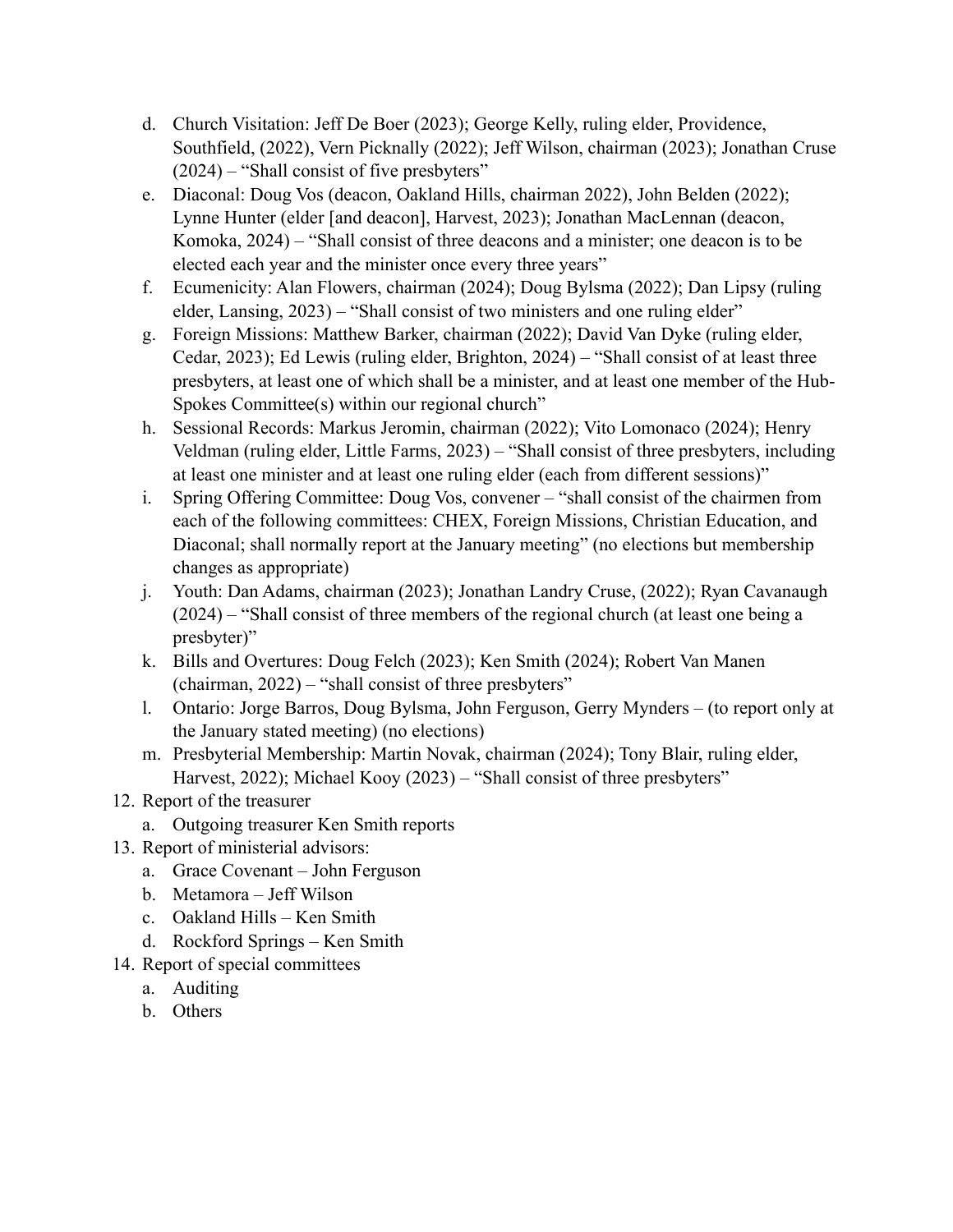d. Church Visitation: Jeff De Boer (2023); George Kelly, ruling elder, Providence, Southfield, (2022), Vern Picknally (2022); Jeff Wilson, chairman (2023); Jonathan Cruse (2024) – "Shall consist of five presbyters"
   e. Diaconal: Doug Vos (deacon, Oakland Hills, chairman 2022), John Belden (2022); Lynne Hunter (elder [and deacon], Harvest, 2023); Jonathan MacLennan (deacon, Komoka, 2024) – "Shall consist of three deacons and a minister; one deacon is to be elected each year and the minister once every three years"
   f. Ecumenicity: Alan Flowers, chairman (2024); Doug Bylsma (2022); Dan Lipsy (ruling elder, Lansing, 2023) – "Shall consist of two ministers and one ruling elder"
   g. Foreign Missions: Matthew Barker, chairman (2022); David Van Dyke (ruling elder, Cedar, 2023); Ed Lewis (ruling elder, Brighton, 2024) – "Shall consist of at least three presbyters, at least one of which shall be a minister, and at least one member of the Hub-Spokes Committee(s) within our regional church"
   h. Sessional Records: Markus Jeromin, chairman (2022); Vito Lomonaco (2024); Henry Veldman (ruling elder, Little Farms, 2023) – "Shall consist of three presbyters, including at least one minister and at least one ruling elder (each from different sessions)"
   i. Spring Offering Committee: Doug Vos, convener – "shall consist of the chairmen from each of the following committees: CHEX, Foreign Missions, Christian Education, and Diaconal; shall normally report at the January meeting" (no elections but membership changes as appropriate)
   j. Youth: Dan Adams, chairman (2023); Jonathan Landry Cruse, (2022); Ryan Cavanaugh (2024) – "Shall consist of three members of the regional church (at least one being a presbyter)"
   k. Bills and Overtures: Doug Felch (2023); Ken Smith (2024); Robert Van Manen (chairman, 2022) – "shall consist of three presbyters"
   l. Ontario: Jorge Barros, Doug Bylsma, John Ferguson, Gerry Mynders – (to report only at the January stated meeting) (no elections)
   m. Presbyterial Membership: Martin Novak, chairman (2024); Tony Blair, ruling elder, Harvest, 2022); Michael Kooy (2023) – "Shall consist of three presbyters"

12. Report of the treasurer
    a. Outgoing treasurer Ken Smith reports
13. Report of ministerial advisors:
    a. Grace Covenant – John Ferguson
    b. Metamora – Jeff Wilson
    c. Oakland Hills – Ken Smith
    d. Rockford Springs – Ken Smith
14. Report of special committees
    a. Auditing
    b. Others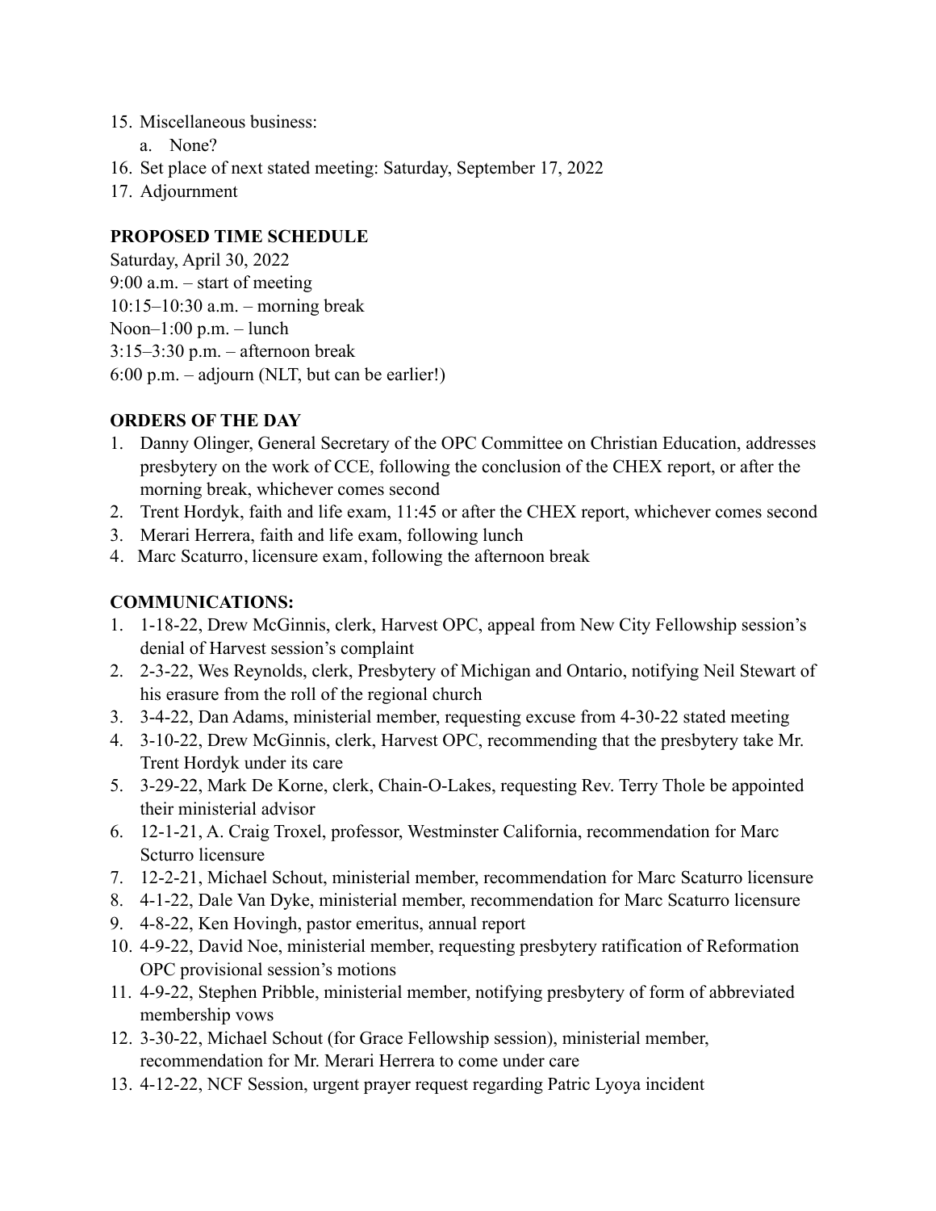15. Miscellaneous business:
    a. None?
16. Set place of next stated meeting: Saturday, September 17, 2022
17. Adjournment

**PROPOSED TIME SCHEDULE**

Saturday, April 30, 2022
9:00 a.m. – start of meeting
10:15–10:30 a.m. – morning break
Noon–1:00 p.m. – lunch
3:15–3:30 p.m. – afternoon break
6:00 p.m. – adjourn (NLT, but can be earlier!)

**ORDERS OF THE DAY**

1. Danny Olinger, General Secretary of the OPC Committee on Christian Education, addresses presbytery on the work of CCE, following the conclusion of the CHEX report, or after the morning break, whichever comes second
2. Trent Hordyk, faith and life exam, 11:45 or after the CHEX report, whichever comes second
3. Merari Herrera, faith and life exam, following lunch
4. Marc Scaturro, licensure exam, following the afternoon break

**COMMUNICATIONS:**

1. 1-18-22, Drew McGinnis, clerk, Harvest OPC, appeal from New City Fellowship session's denial of Harvest session's complaint
2. 2-3-22, Wes Reynolds, clerk, Presbytery of Michigan and Ontario, notifying Neil Stewart of his erasure from the roll of the regional church
3. 3-4-22, Dan Adams, ministerial member, requesting excuse from 4-30-22 stated meeting
4. 3-10-22, Drew McGinnis, clerk, Harvest OPC, recommending that the presbytery take Mr. Trent Hordyk under its care
5. 3-29-22, Mark De Korne, clerk, Chain-O-Lakes, requesting Rev. Terry Thole be appointed their ministerial advisor
6. 12-1-21, A. Craig Troxel, professor, Westminster California, recommendation for Marc Scturro licensure
7. 12-2-21, Michael Schout, ministerial member, recommendation for Marc Scaturro licensure
8. 4-1-22, Dale Van Dyke, ministerial member, recommendation for Marc Scaturro licensure
9. 4-8-22, Ken Hovingh, pastor emeritus, annual report
10. 4-9-22, David Noe, ministerial member, requesting presbytery ratification of Reformation OPC provisional session's motions
11. 4-9-22, Stephen Pribble, ministerial member, notifying presbytery of form of abbreviated membership vows
12. 3-30-22, Michael Schout (for Grace Fellowship session), ministerial member, recommendation for Mr. Merari Herrera to come under care
13. 4-12-22, NCF Session, urgent prayer request regarding Patric Lyoya incident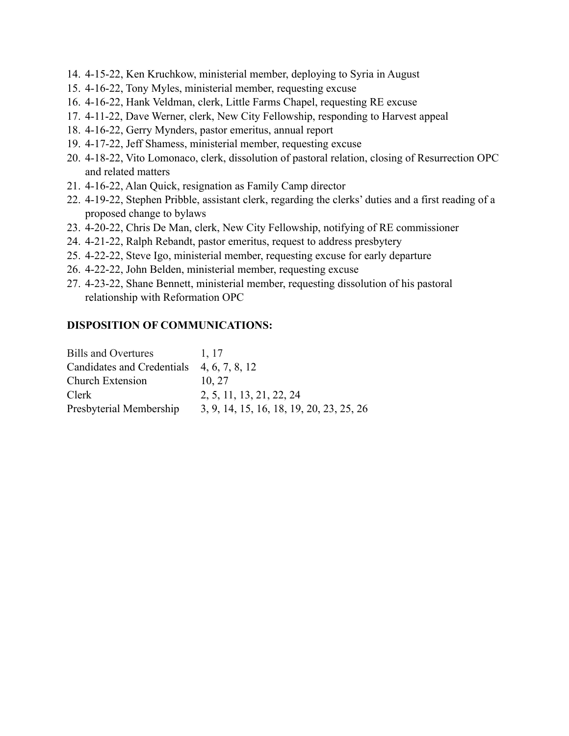14. 4-15-22, Ken Kruchkow, ministerial member, deploying to Syria in August
15. 4-16-22, Tony Myles, ministerial member, requesting excuse
16. 4-16-22, Hank Veldman, clerk, Little Farms Chapel, requesting RE excuse
17. 4-11-22, Dave Werner, clerk, New City Fellowship, responding to Harvest appeal
18. 4-16-22, Gerry Mynders, pastor emeritus, annual report
19. 4-17-22, Jeff Shamess, ministerial member, requesting excuse
20. 4-18-22, Vito Lomonaco, clerk, dissolution of pastoral relation, closing of Resurrection OPC and related matters
21. 4-16-22, Alan Quick, resignation as Family Camp director
22. 4-19-22, Stephen Pribble, assistant clerk, regarding the clerks' duties and a first reading of a proposed change to bylaws
23. 4-20-22, Chris De Man, clerk, New City Fellowship, notifying of RE commissioner
24. 4-21-22, Ralph Rebandt, pastor emeritus, request to address presbytery
25. 4-22-22, Steve Igo, ministerial member, requesting excuse for early departure
26. 4-22-22, John Belden, ministerial member, requesting excuse
27. 4-23-22, Shane Bennett, ministerial member, requesting dissolution of his pastoral relationship with Reformation OPC

**DISPOSITION OF COMMUNICATIONS:**

| | |
|---|---|
| Bills and Overtures | 1, 17 |
| Candidates and Credentials | 4, 6, 7, 8, 12 |
| Church Extension | 10, 27 |
| Clerk | 2, 5, 11, 13, 21, 22, 24 |
| Presbyterial Membership | 3, 9, 14, 15, 16, 18, 19, 20, 23, 25, 26 |